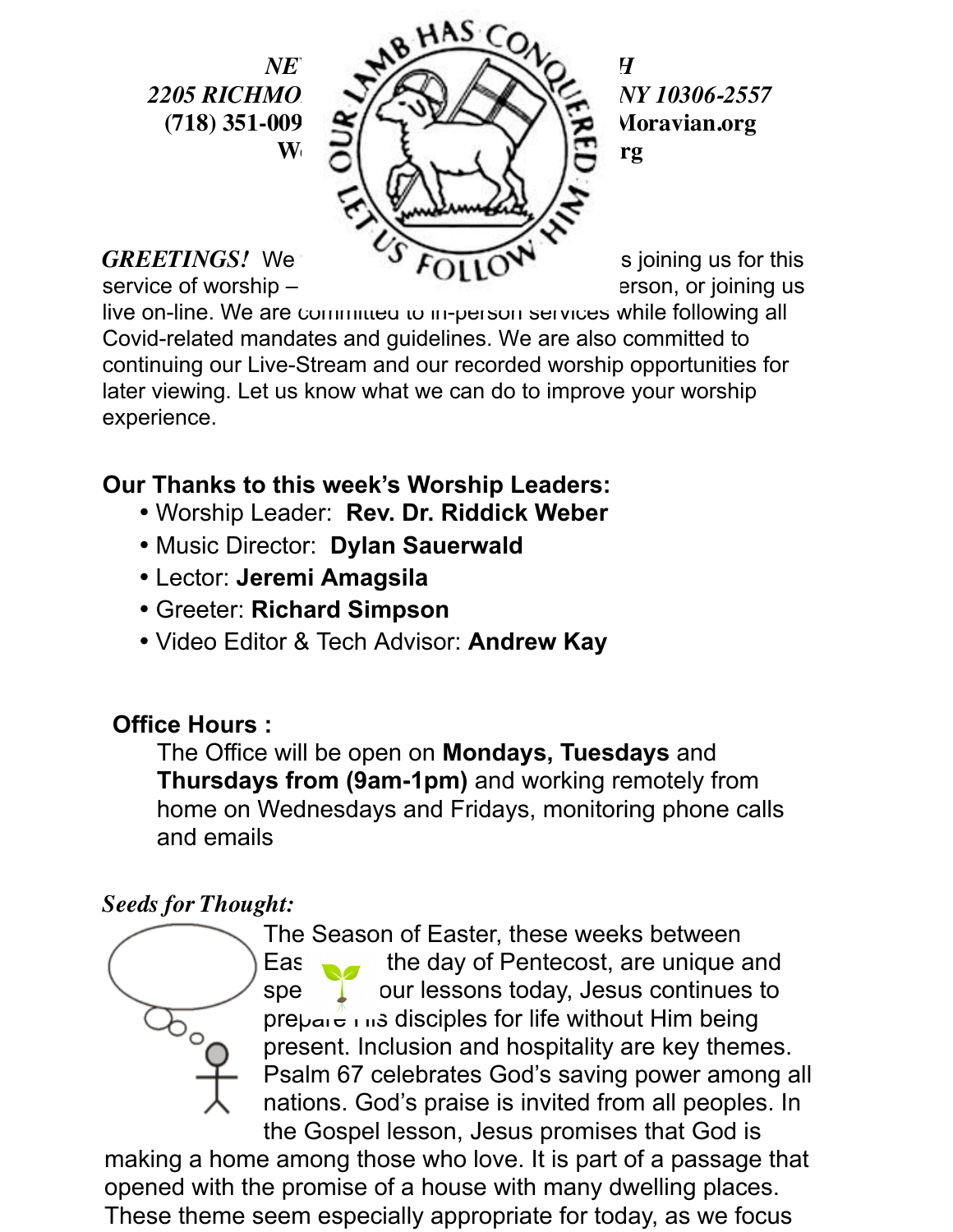*NE*

*2205 RICHMO*

**(718) 351-009**

**W**

*H*

*NY 10306-2557*

**Moravian.org**

**rg**

OUR LAMB HAS CONQUERED LET US FOLLOW HIM

***GREETINGS!*** We s joining us for this service of worship – erson, or joining us live on-line. We are committed to in-person services while following all Covid-related mandates and guidelines. We are also committed to continuing our Live-Stream and our recorded worship opportunities for later viewing. Let us know what we can do to improve your worship experience.

**Our Thanks to this week's Worship Leaders:**

- Worship Leader: **Rev. Dr. Riddick Weber**
- Music Director: **Dylan Sauerwald**
- Lector: **Jeremi Amagsila**
- Greeter: **Richard Simpson**
- Video Editor & Tech Advisor: **Andrew Kay**

**Office Hours :**

The Office will be open on **Mondays, Tuesdays** and **Thursdays from (9am-1pm)** and working remotely from home on Wednesdays and Fridays, monitoring phone calls and emails

***Seeds for Thought:***

The Season of Easter, these weeks between Eas the day of Pentecost, are unique and spe our lessons today, Jesus continues to prepare His disciples for life without Him being present. Inclusion and hospitality are key themes. Psalm 67 celebrates God's saving power among all nations. God's praise is invited from all peoples. In the Gospel lesson, Jesus promises that God is making a home among those who love. It is part of a passage that opened with the promise of a house with many dwelling places. These theme seem especially appropriate for today, as we focus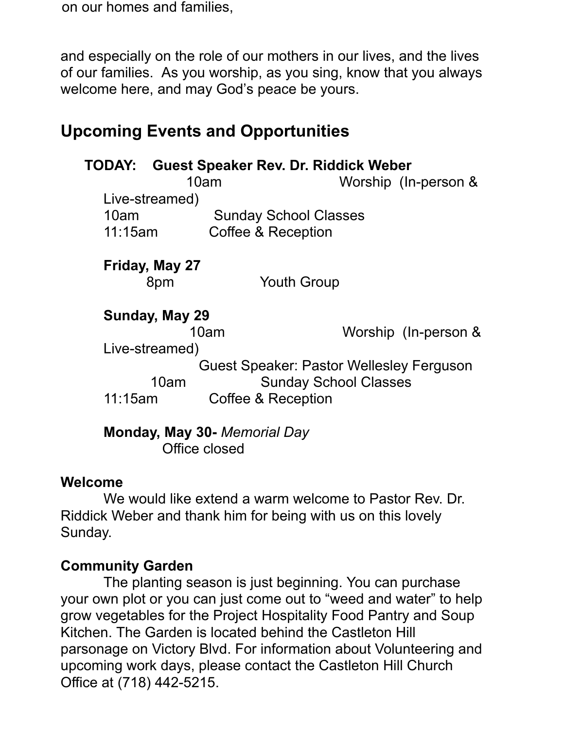on our homes and families,

and especially on the role of our mothers in our lives, and the lives of our families. As you worship, as you sing, know that you always welcome here, and may God's peace be yours.

## Upcoming Events and Opportunities

**TODAY: Guest Speaker Rev. Dr. Riddick Weber**

10am Worship (In-person & Live-streamed)
10am Sunday School Classes
11:15am Coffee & Reception

**Friday, May 27**

8pm Youth Group

**Sunday, May 29**

10am Worship (In-person & Live-streamed)
Guest Speaker: Pastor Wellesley Ferguson
10am Sunday School Classes
11:15am Coffee & Reception

**Monday, May 30-** *Memorial Day*

Office closed

**Welcome**

We would like extend a warm welcome to Pastor Rev. Dr. Riddick Weber and thank him for being with us on this lovely Sunday.

**Community Garden**

The planting season is just beginning. You can purchase your own plot or you can just come out to "weed and water" to help grow vegetables for the Project Hospitality Food Pantry and Soup Kitchen. The Garden is located behind the Castleton Hill parsonage on Victory Blvd. For information about Volunteering and upcoming work days, please contact the Castleton Hill Church Office at (718) 442-5215.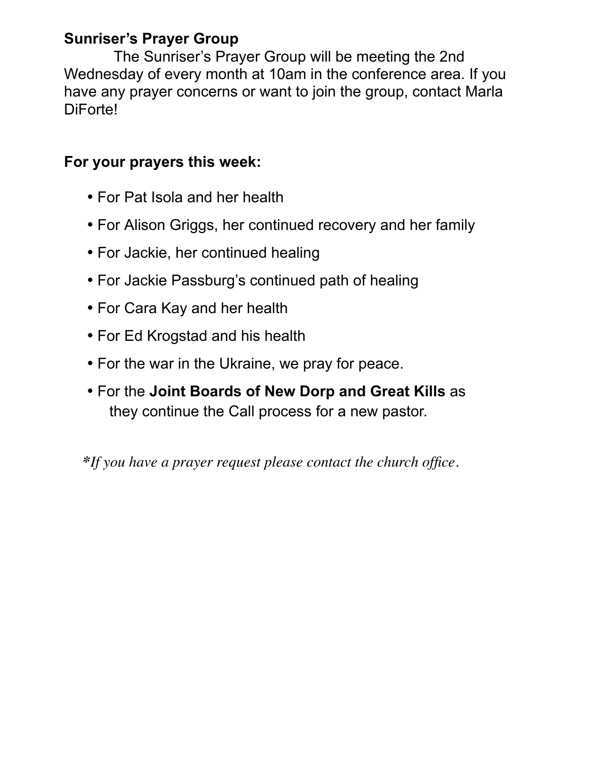**Sunriser's Prayer Group**

The Sunriser's Prayer Group will be meeting the 2nd Wednesday of every month at 10am in the conference area. If you have any prayer concerns or want to join the group, contact Marla DiForte!

**For your prayers this week:**

- For Pat Isola and her health
- For Alison Griggs, her continued recovery and her family
- For Jackie, her continued healing
- For Jackie Passburg's continued path of healing
- For Cara Kay and her health
- For Ed Krogstad and his health
- For the war in the Ukraine, we pray for peace.
- For the **Joint Boards of New Dorp and Great Kills** as they continue the Call process for a new pastor.

*\*If you have a prayer request please contact the church office.*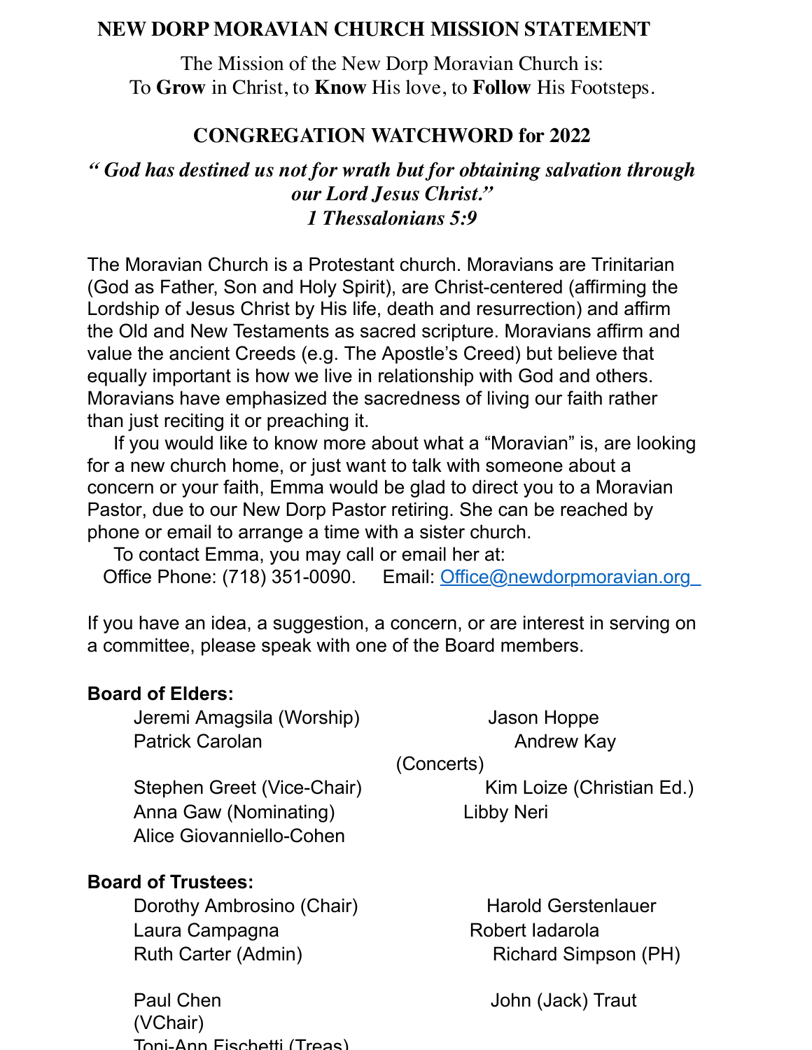## NEW DORP MORAVIAN CHURCH MISSION STATEMENT

The Mission of the New Dorp Moravian Church is:
To **Grow** in Christ, to **Know** His love, to **Follow** His Footsteps.

## CONGREGATION WATCHWORD for 2022

***" God has destined us not for wrath but for obtaining salvation through our Lord Jesus Christ."***
***1 Thessalonians 5:9***

The Moravian Church is a Protestant church. Moravians are Trinitarian (God as Father, Son and Holy Spirit), are Christ-centered (affirming the Lordship of Jesus Christ by His life, death and resurrection) and affirm the Old and New Testaments as sacred scripture. Moravians affirm and value the ancient Creeds (e.g. The Apostle's Creed) but believe that equally important is how we live in relationship with God and others. Moravians have emphasized the sacredness of living our faith rather than just reciting it or preaching it.

If you would like to know more about what a "Moravian" is, are looking for a new church home, or just want to talk with someone about a concern or your faith, Emma would be glad to direct you to a Moravian Pastor, due to our New Dorp Pastor retiring. She can be reached by phone or email to arrange a time with a sister church.

To contact Emma, you may call or email her at:
Office Phone: (718) 351-0090. Email: Office@newdorpmoravian.org

If you have an idea, a suggestion, a concern, or are interest in serving on a committee, please speak with one of the Board members.

**Board of Elders:**

- Jeremi Amagsila (Worship)
- Patrick Carolan
- Stephen Greet (Vice-Chair)
- Anna Gaw (Nominating)
- Alice Giovanniello-Cohen
- Jason Hoppe
- Andrew Kay (Concerts)
- Kim Loize (Christian Ed.)
- Libby Neri

**Board of Trustees:**

- Dorothy Ambrosino (Chair)
- Laura Campagna
- Ruth Carter (Admin)
- Paul Chen (VChair)
- Toni-Ann Fischetti (Treas)
- Harold Gerstenlauer
- Robert Iadarola
- Richard Simpson (PH)
- John (Jack) Traut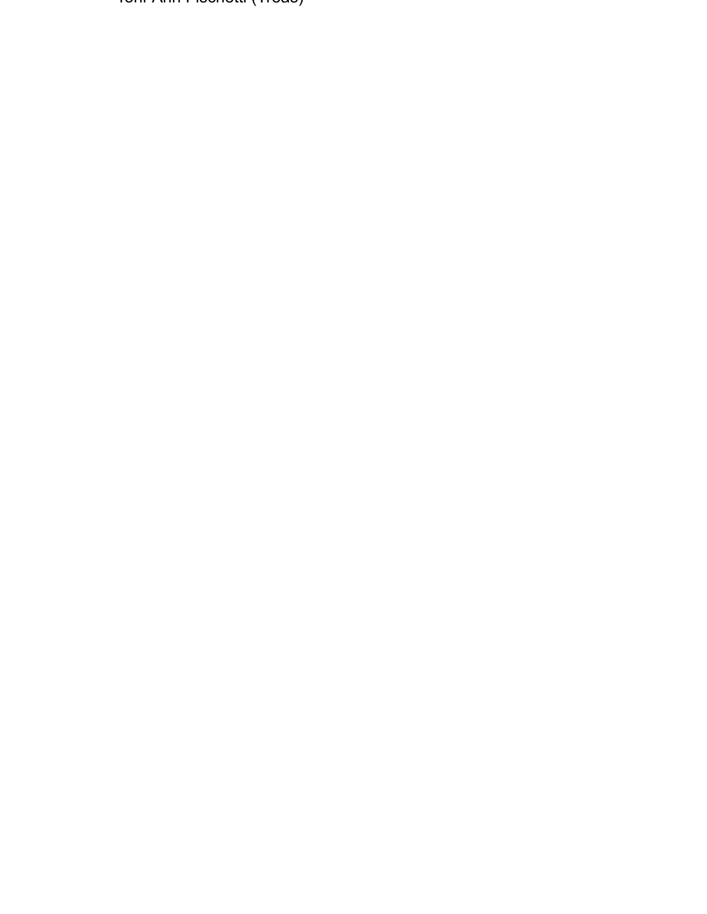Toni Ann Fischetti (Treas)